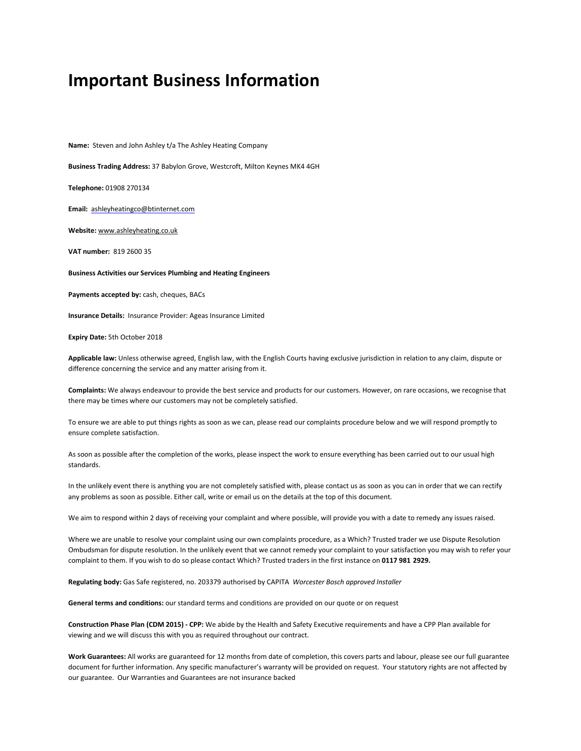# Important Business Information

**Name:** Steven and John Ashley t/a The Ashley Heating Company

**Business Trading Address:** 37 Babylon Grove, Westcroft, Milton Keynes MK4 4GH

**Telephone:** 01908 270134

**Email:** ashleyheatingco@btinternet.com

**Website:** www.ashleyheating.co.uk

**VAT number:** 819 2600 35

**Business Activities our Services Plumbing and Heating Engineers**

**Payments accepted by:** cash, cheques, BACs

**Insurance Details:** Insurance Provider: Ageas Insurance Limited

**Expiry Date:** 5th October 2018

**Applicable law:** Unless otherwise agreed, English law, with the English Courts having exclusive jurisdiction in relation to any claim, dispute or difference concerning the service and any matter arising from it.

**Complaints:** We always endeavour to provide the best service and products for our customers. However, on rare occasions, we recognise that there may be times where our customers may not be completely satisfied.

To ensure we are able to put things rights as soon as we can, please read our complaints procedure below and we will respond promptly to ensure complete satisfaction.

As soon as possible after the completion of the works, please inspect the work to ensure everything has been carried out to our usual high standards.

In the unlikely event there is anything you are not completely satisfied with, please contact us as soon as you can in order that we can rectify any problems as soon as possible. Either call, write or email us on the details at the top of this document.

We aim to respond within 2 days of receiving your complaint and where possible, will provide you with a date to remedy any issues raised.

Where we are unable to resolve your complaint using our own complaints procedure, as a Which? Trusted trader we use Dispute Resolution Ombudsman for dispute resolution. In the unlikely event that we cannot remedy your complaint to your satisfaction you may wish to refer your complaint to them. If you wish to do so please contact Which? Trusted traders in the first instance on **0117 981 2929.**

**Regulating body:** Gas Safe registered, no. 203379 authorised by CAPITA *Worcester Bosch approved Installer*

**General terms and conditions:** our standard terms and conditions are provided on our quote or on request

**Construction Phase Plan (CDM 2015) - CPP:** We abide by the Health and Safety Executive requirements and have a CPP Plan available for viewing and we will discuss this with you as required throughout our contract.

**Work Guarantees:** All works are guaranteed for 12 months from date of completion, this covers parts and labour, please see our full guarantee document for further information. Any specific manufacturer's warranty will be provided on request. Your statutory rights are not affected by our guarantee. Our Warranties and Guarantees are not insurance backed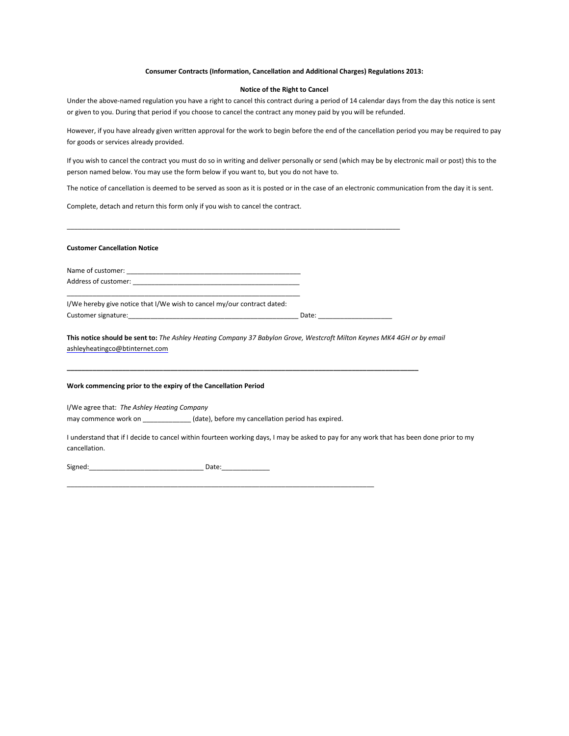**Consumer Contracts (Information, Cancellation and Additional Charges) Regulations 2013:**

**Notice of the Right to Cancel**

Under the above-named regulation you have a right to cancel this contract during a period of 14 calendar days from the day this notice is sent or given to you. During that period if you choose to cancel the contract any money paid by you will be refunded.

However, if you have already given written approval for the work to begin before the end of the cancellation period you may be required to pay for goods or services already provided.

If you wish to cancel the contract you must do so in writing and deliver personally or send (which may be by electronic mail or post) this to the person named below. You may use the form below if you want to, but you do not have to.

The notice of cancellation is deemed to be served as soon as it is posted or in the case of an electronic communication from the day it is sent.

Complete, detach and return this form only if you wish to cancel the contract.

_______________________________________________________________________________________

**Customer Cancellation Notice**

Name of customer: _______________________________________________

Address of customer: _____________________________________________

_____________________________________________________________

I/We hereby give notice that I/We wish to cancel my/our contract dated:

Customer signature:_______________________________________________ Date: ___________________

**This notice should be sent to:** *The Ashley Heating Company 37 Babylon Grove, Westcroft Milton Keynes MK4 4GH or by email* ashleyheatingco@btinternet.com

_______________________________________________________________________________________

**Work commencing prior to the expiry of the Cancellation Period**

I/We agree that: *The Ashley Heating Company*

may commence work on _____________ (date), before my cancellation period has expired.

I understand that if I decide to cancel within fourteen working days, I may be asked to pay for any work that has been done prior to my cancellation.

Signed:______________________________ Date:_____________

_______________________________________________________________________________________